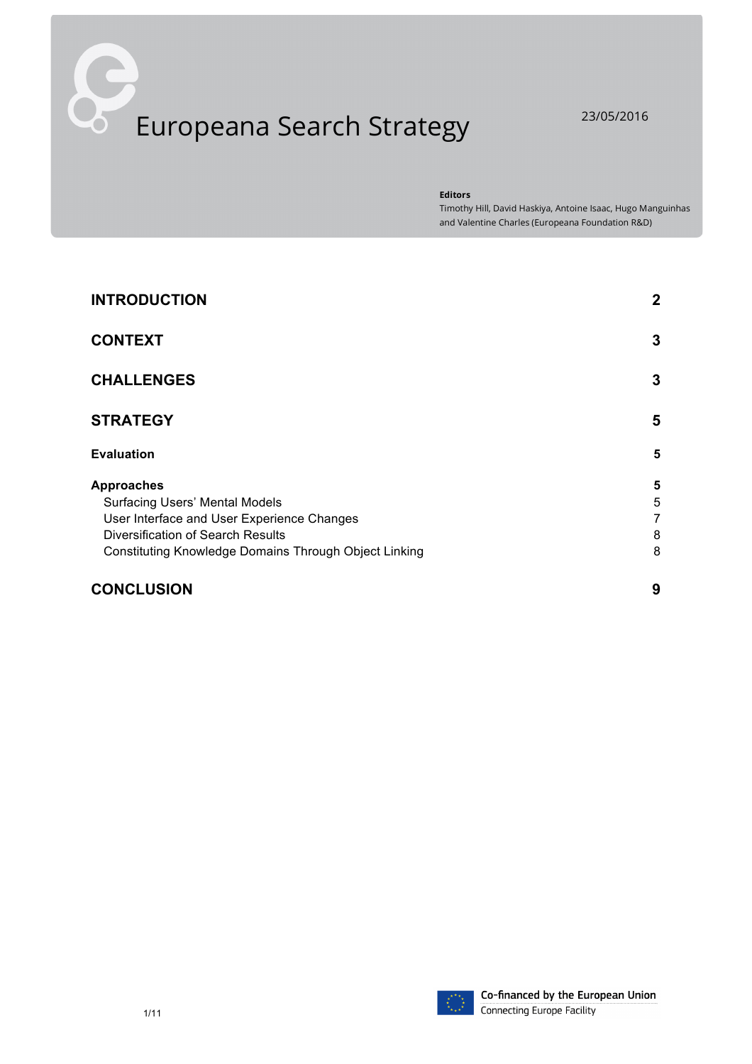# Europeana Search Strategy

23/05/2016

**Editors**
Timothy Hill, David Haskiya, Antoine Isaac, Hugo Manguinhas and Valentine Charles (Europeana Foundation R&D)

| | |
|---|---|
| **INTRODUCTION** | **2** |
| **CONTEXT** | **3** |
| **CHALLENGES** | **3** |
| **STRATEGY** | **5** |
| **Evaluation** | **5** |
| **Approaches** | **5** |
| Surfacing Users' Mental Models | 5 |
| User Interface and User Experience Changes | 7 |
| Diversification of Search Results | 8 |
| Constituting Knowledge Domains Through Object Linking | 8 |
| **CONCLUSION** | **9** |

Co-financed by the European Union
Connecting Europe Facility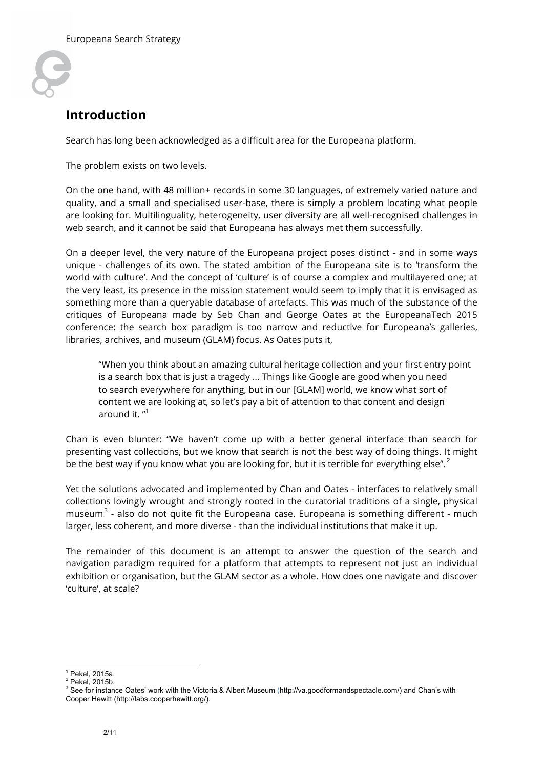## Introduction

Search has long been acknowledged as a difficult area for the Europeana platform.

The problem exists on two levels.

On the one hand, with 48 million+ records in some 30 languages, of extremely varied nature and quality, and a small and specialised user-base, there is simply a problem locating what people are looking for. Multilinguality, heterogeneity, user diversity are all well-recognised challenges in web search, and it cannot be said that Europeana has always met them successfully.

On a deeper level, the very nature of the Europeana project poses distinct - and in some ways unique - challenges of its own. The stated ambition of the Europeana site is to 'transform the world with culture'. And the concept of 'culture' is of course a complex and multilayered one; at the very least, its presence in the mission statement would seem to imply that it is envisaged as something more than a queryable database of artefacts. This was much of the substance of the critiques of Europeana made by Seb Chan and George Oates at the EuropeanaTech 2015 conference: the search box paradigm is too narrow and reductive for Europeana's galleries, libraries, archives, and museum (GLAM) focus. As Oates puts it,

> "When you think about an amazing cultural heritage collection and your first entry point is a search box that is just a tragedy ... Things like Google are good when you need to search everywhere for anything, but in our [GLAM] world, we know what sort of content we are looking at, so let's pay a bit of attention to that content and design around it. "[1]

Chan is even blunter: "We haven't come up with a better general interface than search for presenting vast collections, but we know that search is not the best way of doing things. It might be the best way if you know what you are looking for, but it is terrible for everything else".[2]

Yet the solutions advocated and implemented by Chan and Oates - interfaces to relatively small collections lovingly wrought and strongly rooted in the curatorial traditions of a single, physical museum[3] - also do not quite fit the Europeana case. Europeana is something different - much larger, less coherent, and more diverse - than the individual institutions that make it up.

The remainder of this document is an attempt to answer the question of the search and navigation paradigm required for a platform that attempts to represent not just an individual exhibition or organisation, but the GLAM sector as a whole. How does one navigate and discover 'culture', at scale?

---

[1] Pekel, 2015a.

[2] Pekel, 2015b.

[3] See for instance Oates' work with the Victoria & Albert Museum (http://va.goodformandspectacle.com/) and Chan's with Cooper Hewitt (http://labs.cooperhewitt.org/).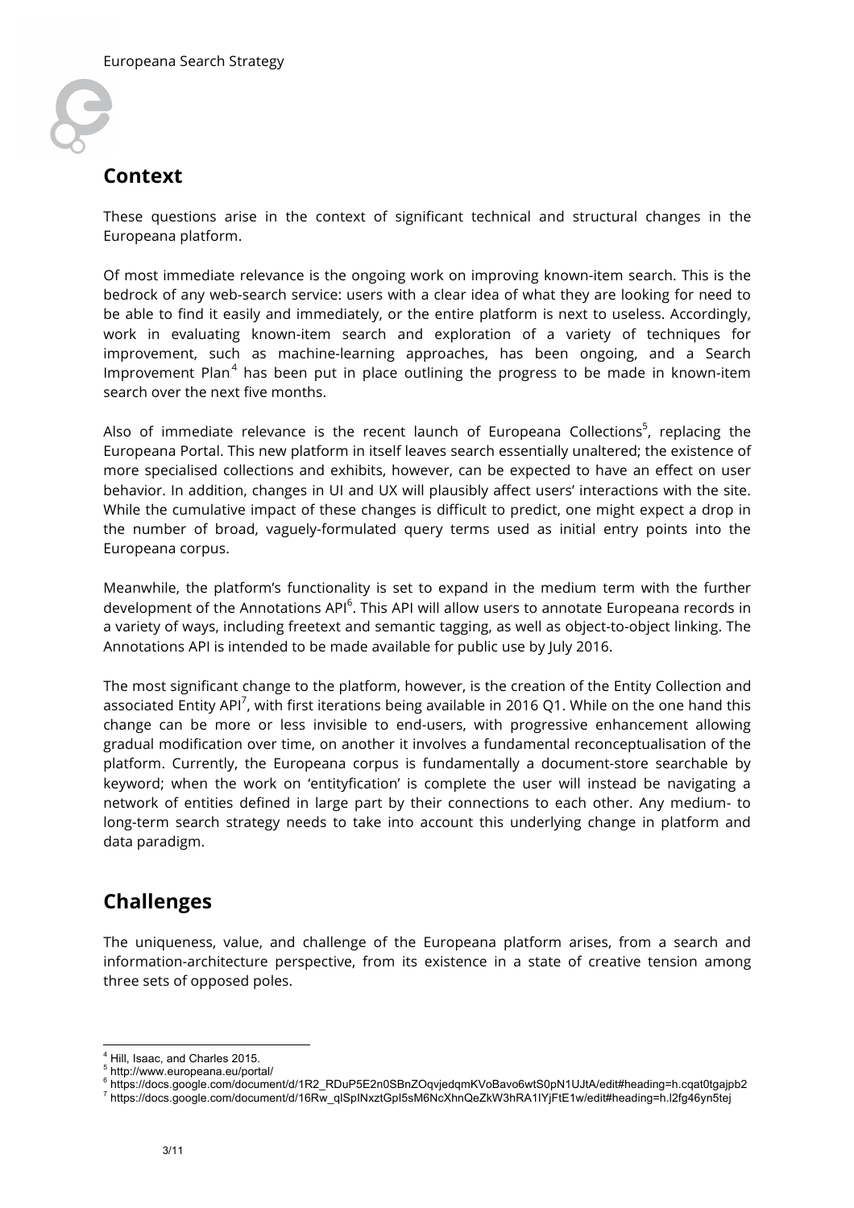## Context

These questions arise in the context of significant technical and structural changes in the Europeana platform.

Of most immediate relevance is the ongoing work on improving known-item search. This is the bedrock of any web-search service: users with a clear idea of what they are looking for need to be able to find it easily and immediately, or the entire platform is next to useless. Accordingly, work in evaluating known-item search and exploration of a variety of techniques for improvement, such as machine-learning approaches, has been ongoing, and a Search Improvement Plan[4] has been put in place outlining the progress to be made in known-item search over the next five months.

Also of immediate relevance is the recent launch of Europeana Collections[5], replacing the Europeana Portal. This new platform in itself leaves search essentially unaltered; the existence of more specialised collections and exhibits, however, can be expected to have an effect on user behavior. In addition, changes in UI and UX will plausibly affect users' interactions with the site. While the cumulative impact of these changes is difficult to predict, one might expect a drop in the number of broad, vaguely-formulated query terms used as initial entry points into the Europeana corpus.

Meanwhile, the platform's functionality is set to expand in the medium term with the further development of the Annotations API[6]. This API will allow users to annotate Europeana records in a variety of ways, including freetext and semantic tagging, as well as object-to-object linking. The Annotations API is intended to be made available for public use by July 2016.

The most significant change to the platform, however, is the creation of the Entity Collection and associated Entity API[7], with first iterations being available in 2016 Q1. While on the one hand this change can be more or less invisible to end-users, with progressive enhancement allowing gradual modification over time, on another it involves a fundamental reconceptualisation of the platform. Currently, the Europeana corpus is fundamentally a document-store searchable by keyword; when the work on 'entityfication' is complete the user will instead be navigating a network of entities defined in large part by their connections to each other. Any medium- to long-term search strategy needs to take into account this underlying change in platform and data paradigm.

## Challenges

The uniqueness, value, and challenge of the Europeana platform arises, from a search and information-architecture perspective, from its existence in a state of creative tension among three sets of opposed poles.

---

[4] Hill, Isaac, and Charles 2015.

[5] http://www.europeana.eu/portal/

[6] https://docs.google.com/document/d/1R2_RDuP5E2n0SBnZOqvjedqmKVoBavo6wtS0pN1UJtA/edit#heading=h.cqat0tgajpb2

[7] https://docs.google.com/document/d/16Rw_qlSplNxztGpI5sM6NcXhnQeZkW3hRA1IYjFtE1w/edit#heading=h.l2fg46yn5tej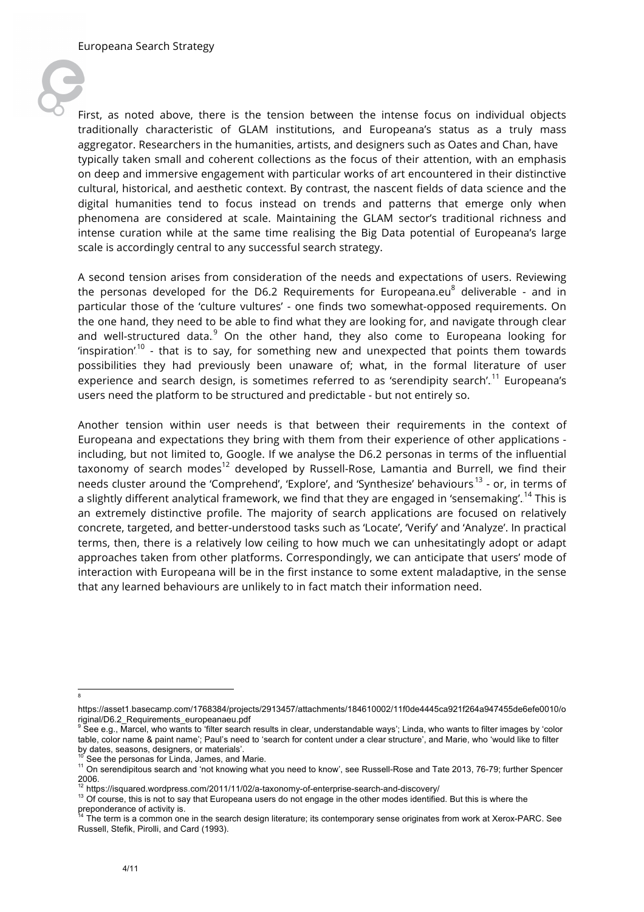First, as noted above, there is the tension between the intense focus on individual objects traditionally characteristic of GLAM institutions, and Europeana's status as a truly mass aggregator. Researchers in the humanities, artists, and designers such as Oates and Chan, have typically taken small and coherent collections as the focus of their attention, with an emphasis on deep and immersive engagement with particular works of art encountered in their distinctive cultural, historical, and aesthetic context. By contrast, the nascent fields of data science and the digital humanities tend to focus instead on trends and patterns that emerge only when phenomena are considered at scale. Maintaining the GLAM sector's traditional richness and intense curation while at the same time realising the Big Data potential of Europeana's large scale is accordingly central to any successful search strategy.

A second tension arises from consideration of the needs and expectations of users. Reviewing the personas developed for the D6.2 Requirements for Europeana.eu[8] deliverable - and in particular those of the 'culture vultures' - one finds two somewhat-opposed requirements. On the one hand, they need to be able to find what they are looking for, and navigate through clear and well-structured data.[9] On the other hand, they also come to Europeana looking for 'inspiration'[10] - that is to say, for something new and unexpected that points them towards possibilities they had previously been unaware of; what, in the formal literature of user experience and search design, is sometimes referred to as 'serendipity search'.[11] Europeana's users need the platform to be structured and predictable - but not entirely so.

Another tension within user needs is that between their requirements in the context of Europeana and expectations they bring with them from their experience of other applications - including, but not limited to, Google. If we analyse the D6.2 personas in terms of the influential taxonomy of search modes[12] developed by Russell-Rose, Lamantia and Burrell, we find their needs cluster around the 'Comprehend', 'Explore', and 'Synthesize' behaviours[13] - or, in terms of a slightly different analytical framework, we find that they are engaged in 'sensemaking'.[14] This is an extremely distinctive profile. The majority of search applications are focused on relatively concrete, targeted, and better-understood tasks such as 'Locate', 'Verify' and 'Analyze'. In practical terms, then, there is a relatively low ceiling to how much we can unhesitatingly adopt or adapt approaches taken from other platforms. Correspondingly, we can anticipate that users' mode of interaction with Europeana will be in the first instance to some extent maladaptive, in the sense that any learned behaviours are unlikely to in fact match their information need.

---

[8] https://asset1.basecamp.com/1768384/projects/2913457/attachments/184610002/11f0de4445ca921f264a947455de6efe0010/original/D6.2_Requirements_europeanaeu.pdf

[9] See e.g., Marcel, who wants to 'filter search results in clear, understandable ways'; Linda, who wants to filter images by 'color table, color name & paint name'; Paul's need to 'search for content under a clear structure', and Marie, who 'would like to filter by dates, seasons, designers, or materials'.

[10] See the personas for Linda, James, and Marie.

[11] On serendipitous search and 'not knowing what you need to know', see Russell-Rose and Tate 2013, 76-79; further Spencer 2006.

[12] https://isquared.wordpress.com/2011/11/02/a-taxonomy-of-enterprise-search-and-discovery/

[13] Of course, this is not to say that Europeana users do not engage in the other modes identified. But this is where the preponderance of activity is.

[14] The term is a common one in the search design literature; its contemporary sense originates from work at Xerox-PARC. See Russell, Stefik, Pirolli, and Card (1993).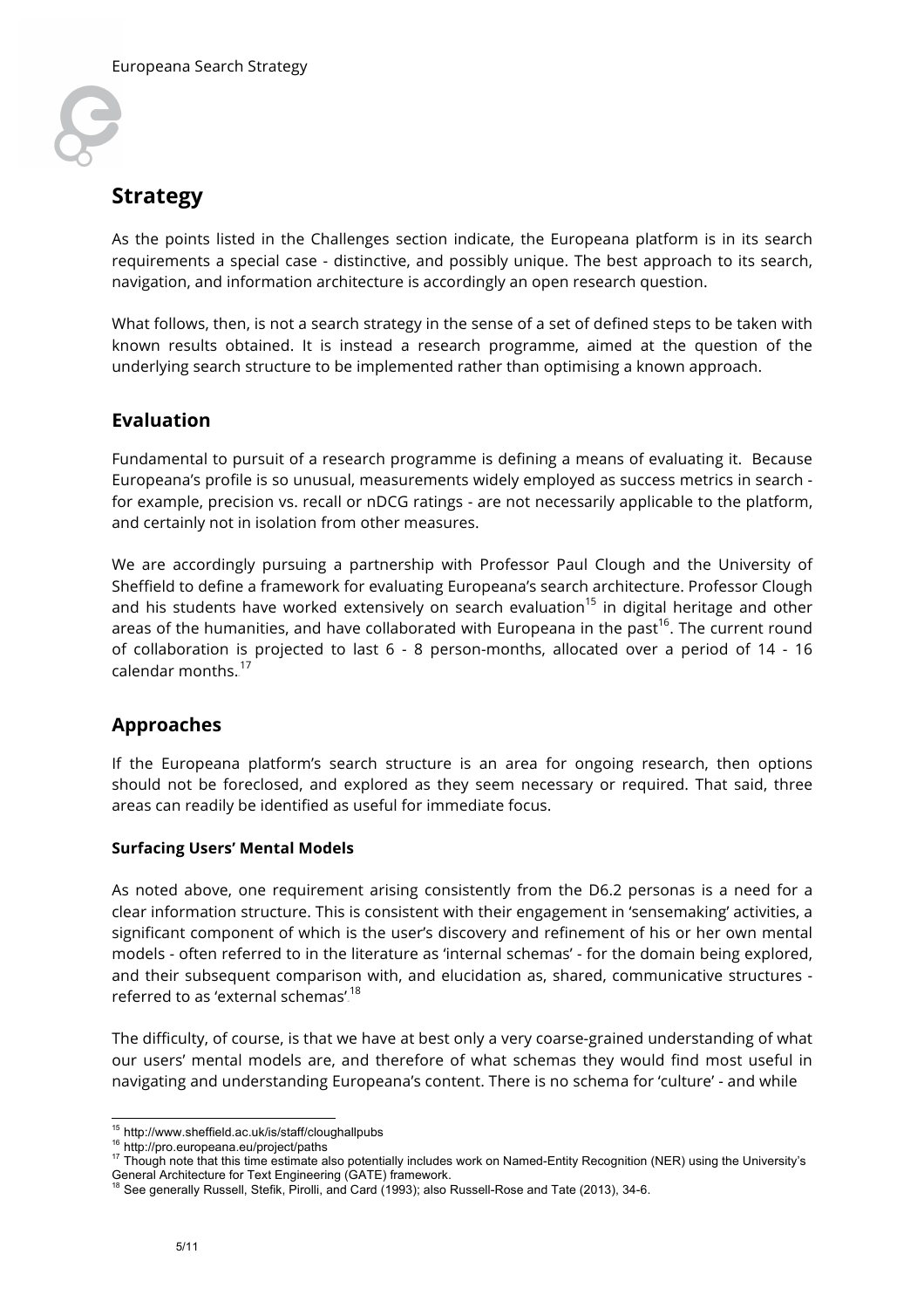## Strategy

As the points listed in the Challenges section indicate, the Europeana platform is in its search requirements a special case - distinctive, and possibly unique. The best approach to its search, navigation, and information architecture is accordingly an open research question.

What follows, then, is not a search strategy in the sense of a set of defined steps to be taken with known results obtained. It is instead a research programme, aimed at the question of the underlying search structure to be implemented rather than optimising a known approach.

## Evaluation

Fundamental to pursuit of a research programme is defining a means of evaluating it. Because Europeana's profile is so unusual, measurements widely employed as success metrics in search - for example, precision vs. recall or nDCG ratings - are not necessarily applicable to the platform, and certainly not in isolation from other measures.

We are accordingly pursuing a partnership with Professor Paul Clough and the University of Sheffield to define a framework for evaluating Europeana's search architecture. Professor Clough and his students have worked extensively on search evaluation[15] in digital heritage and other areas of the humanities, and have collaborated with Europeana in the past[16]. The current round of collaboration is projected to last 6 - 8 person-months, allocated over a period of 14 - 16 calendar months.[17]

## Approaches

If the Europeana platform's search structure is an area for ongoing research, then options should not be foreclosed, and explored as they seem necessary or required. That said, three areas can readily be identified as useful for immediate focus.

#### Surfacing Users' Mental Models

As noted above, one requirement arising consistently from the D6.2 personas is a need for a clear information structure. This is consistent with their engagement in 'sensemaking' activities, a significant component of which is the user's discovery and refinement of his or her own mental models - often referred to in the literature as 'internal schemas' - for the domain being explored, and their subsequent comparison with, and elucidation as, shared, communicative structures - referred to as 'external schemas'.[18]

The difficulty, of course, is that we have at best only a very coarse-grained understanding of what our users' mental models are, and therefore of what schemas they would find most useful in navigating and understanding Europeana's content. There is no schema for 'culture' - and while

---

[15] http://www.sheffield.ac.uk/is/staff/cloughallpubs

[16] http://pro.europeana.eu/project/paths

[17] Though note that this time estimate also potentially includes work on Named-Entity Recognition (NER) using the University's General Architecture for Text Engineering (GATE) framework.

[18] See generally Russell, Stefik, Pirolli, and Card (1993); also Russell-Rose and Tate (2013), 34-6.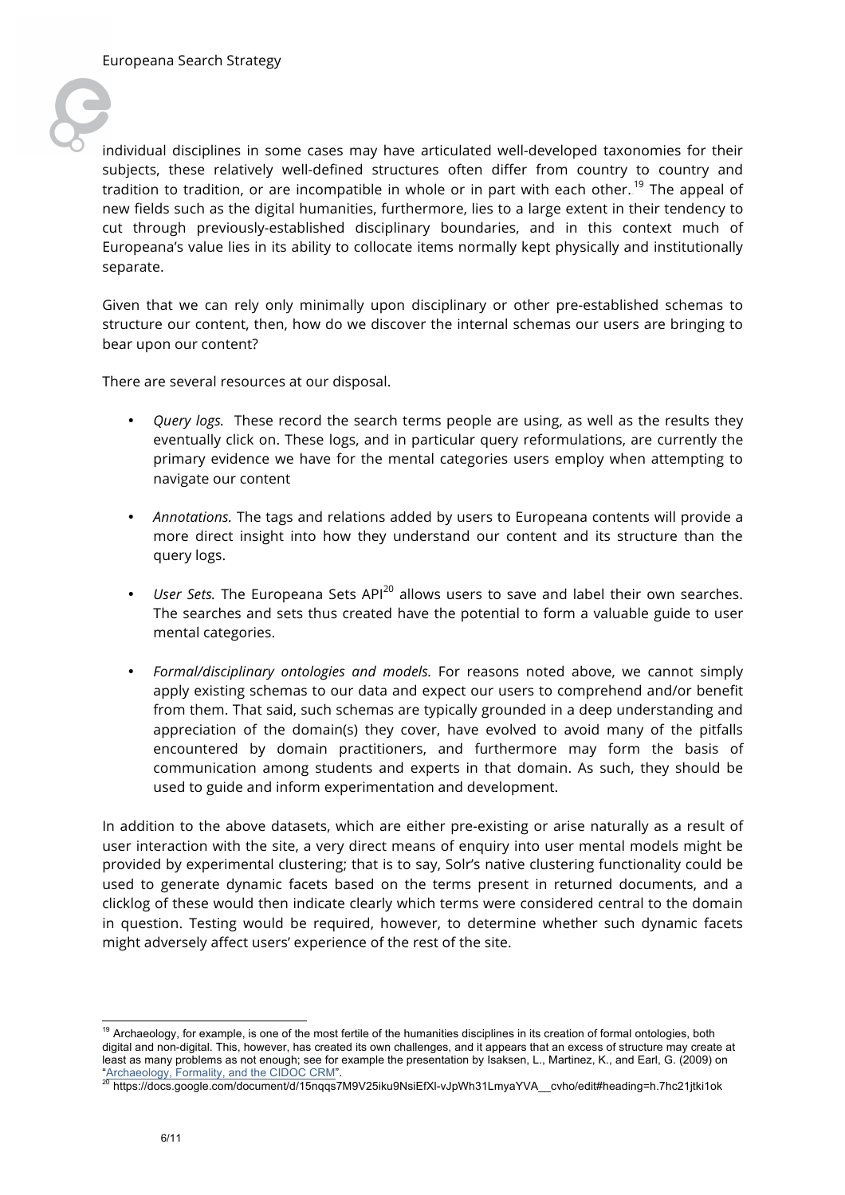individual disciplines in some cases may have articulated well-developed taxonomies for their subjects, these relatively well-defined structures often differ from country to country and tradition to tradition, or are incompatible in whole or in part with each other.[19] The appeal of new fields such as the digital humanities, furthermore, lies to a large extent in their tendency to cut through previously-established disciplinary boundaries, and in this context much of Europeana's value lies in its ability to collocate items normally kept physically and institutionally separate.

Given that we can rely only minimally upon disciplinary or other pre-established schemas to structure our content, then, how do we discover the internal schemas our users are bringing to bear upon our content?

There are several resources at our disposal.

- *Query logs.* These record the search terms people are using, as well as the results they eventually click on. These logs, and in particular query reformulations, are currently the primary evidence we have for the mental categories users employ when attempting to navigate our content

- *Annotations.* The tags and relations added by users to Europeana contents will provide a more direct insight into how they understand our content and its structure than the query logs.

- *User Sets.* The Europeana Sets API[20] allows users to save and label their own searches. The searches and sets thus created have the potential to form a valuable guide to user mental categories.

- *Formal/disciplinary ontologies and models.* For reasons noted above, we cannot simply apply existing schemas to our data and expect our users to comprehend and/or benefit from them. That said, such schemas are typically grounded in a deep understanding and appreciation of the domain(s) they cover, have evolved to avoid many of the pitfalls encountered by domain practitioners, and furthermore may form the basis of communication among students and experts in that domain. As such, they should be used to guide and inform experimentation and development.

In addition to the above datasets, which are either pre-existing or arise naturally as a result of user interaction with the site, a very direct means of enquiry into user mental models might be provided by experimental clustering; that is to say, Solr's native clustering functionality could be used to generate dynamic facets based on the terms present in returned documents, and a clicklog of these would then indicate clearly which terms were considered central to the domain in question. Testing would be required, however, to determine whether such dynamic facets might adversely affect users' experience of the rest of the site.

---

[19] Archaeology, for example, is one of the most fertile of the humanities disciplines in its creation of formal ontologies, both digital and non-digital. This, however, has created its own challenges, and it appears that an excess of structure may create at least as many problems as not enough; see for example the presentation by Isaksen, L., Martinez, K., and Earl, G. (2009) on "Archaeology, Formality, and the CIDOC CRM".

[20] https://docs.google.com/document/d/15nqqs7M9V25iku9NsiEfXl-vJpWh31LmyaYVA__cvho/edit#heading=h.7hc21jtki1ok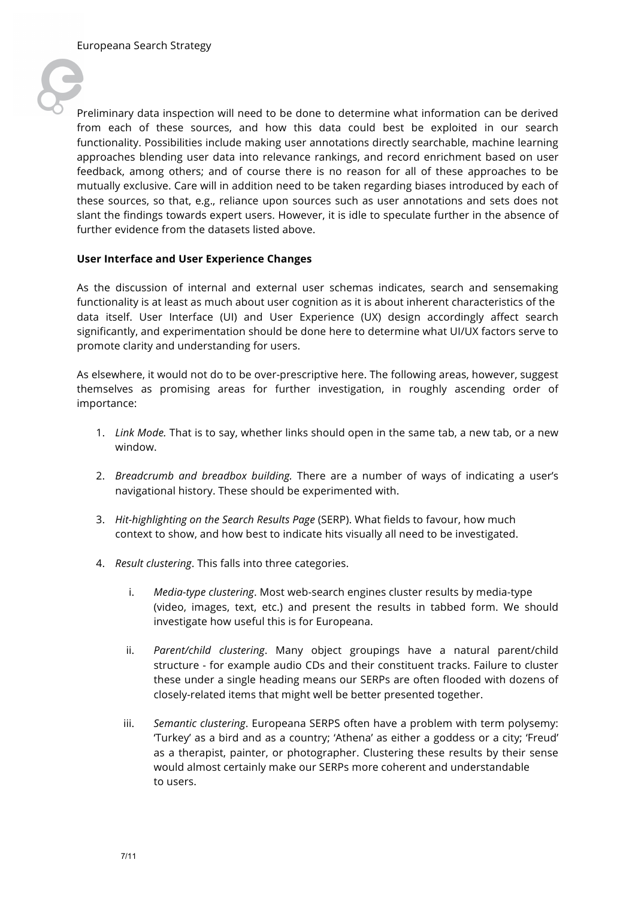Preliminary data inspection will need to be done to determine what information can be derived from each of these sources, and how this data could best be exploited in our search functionality. Possibilities include making user annotations directly searchable, machine learning approaches blending user data into relevance rankings, and record enrichment based on user feedback, among others; and of course there is no reason for all of these approaches to be mutually exclusive. Care will in addition need to be taken regarding biases introduced by each of these sources, so that, e.g., reliance upon sources such as user annotations and sets does not slant the findings towards expert users. However, it is idle to speculate further in the absence of further evidence from the datasets listed above.

**User Interface and User Experience Changes**

As the discussion of internal and external user schemas indicates, search and sensemaking functionality is at least as much about user cognition as it is about inherent characteristics of the data itself. User Interface (UI) and User Experience (UX) design accordingly affect search significantly, and experimentation should be done here to determine what UI/UX factors serve to promote clarity and understanding for users.

As elsewhere, it would not do to be over-prescriptive here. The following areas, however, suggest themselves as promising areas for further investigation, in roughly ascending order of importance:

1. *Link Mode.* That is to say, whether links should open in the same tab, a new tab, or a new window.

2. *Breadcrumb and breadbox building.* There are a number of ways of indicating a user's navigational history. These should be experimented with.

3. *Hit-highlighting on the Search Results Page* (SERP). What fields to favour, how much context to show, and how best to indicate hits visually all need to be investigated.

4. *Result clustering*. This falls into three categories.

    i. *Media-type clustering*. Most web-search engines cluster results by media-type (video, images, text, etc.) and present the results in tabbed form. We should investigate how useful this is for Europeana.

    ii. *Parent/child clustering*. Many object groupings have a natural parent/child structure - for example audio CDs and their constituent tracks. Failure to cluster these under a single heading means our SERPs are often flooded with dozens of closely-related items that might well be better presented together.

    iii. *Semantic clustering*. Europeana SERPS often have a problem with term polysemy: 'Turkey' as a bird and as a country; 'Athena' as either a goddess or a city; 'Freud' as a therapist, painter, or photographer. Clustering these results by their sense would almost certainly make our SERPs more coherent and understandable to users.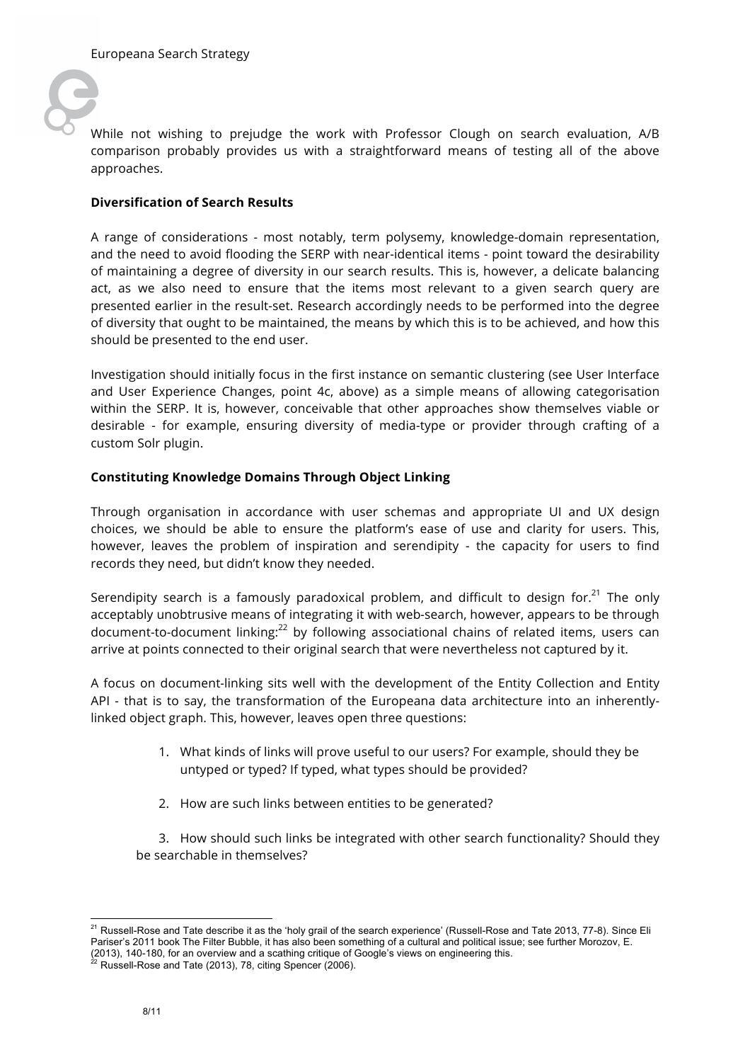While not wishing to prejudge the work with Professor Clough on search evaluation, A/B comparison probably provides us with a straightforward means of testing all of the above approaches.

**Diversification of Search Results**

A range of considerations - most notably, term polysemy, knowledge-domain representation, and the need to avoid flooding the SERP with near-identical items - point toward the desirability of maintaining a degree of diversity in our search results. This is, however, a delicate balancing act, as we also need to ensure that the items most relevant to a given search query are presented earlier in the result-set. Research accordingly needs to be performed into the degree of diversity that ought to be maintained, the means by which this is to be achieved, and how this should be presented to the end user.

Investigation should initially focus in the first instance on semantic clustering (see User Interface and User Experience Changes, point 4c, above) as a simple means of allowing categorisation within the SERP. It is, however, conceivable that other approaches show themselves viable or desirable - for example, ensuring diversity of media-type or provider through crafting of a custom Solr plugin.

**Constituting Knowledge Domains Through Object Linking**

Through organisation in accordance with user schemas and appropriate UI and UX design choices, we should be able to ensure the platform's ease of use and clarity for users. This, however, leaves the problem of inspiration and serendipity - the capacity for users to find records they need, but didn't know they needed.

Serendipity search is a famously paradoxical problem, and difficult to design for.[21] The only acceptably unobtrusive means of integrating it with web-search, however, appears to be through document-to-document linking:[22] by following associational chains of related items, users can arrive at points connected to their original search that were nevertheless not captured by it.

A focus on document-linking sits well with the development of the Entity Collection and Entity API - that is to say, the transformation of the Europeana data architecture into an inherently-linked object graph. This, however, leaves open three questions:

1. What kinds of links will prove useful to our users? For example, should they be untyped or typed? If typed, what types should be provided?

2. How are such links between entities to be generated?

3. How should such links be integrated with other search functionality? Should they be searchable in themselves?

---

[21] Russell-Rose and Tate describe it as the 'holy grail of the search experience' (Russell-Rose and Tate 2013, 77-8). Since Eli Pariser's 2011 book The Filter Bubble, it has also been something of a cultural and political issue; see further Morozov, E. (2013), 140-180, for an overview and a scathing critique of Google's views on engineering this.

[22] Russell-Rose and Tate (2013), 78, citing Spencer (2006).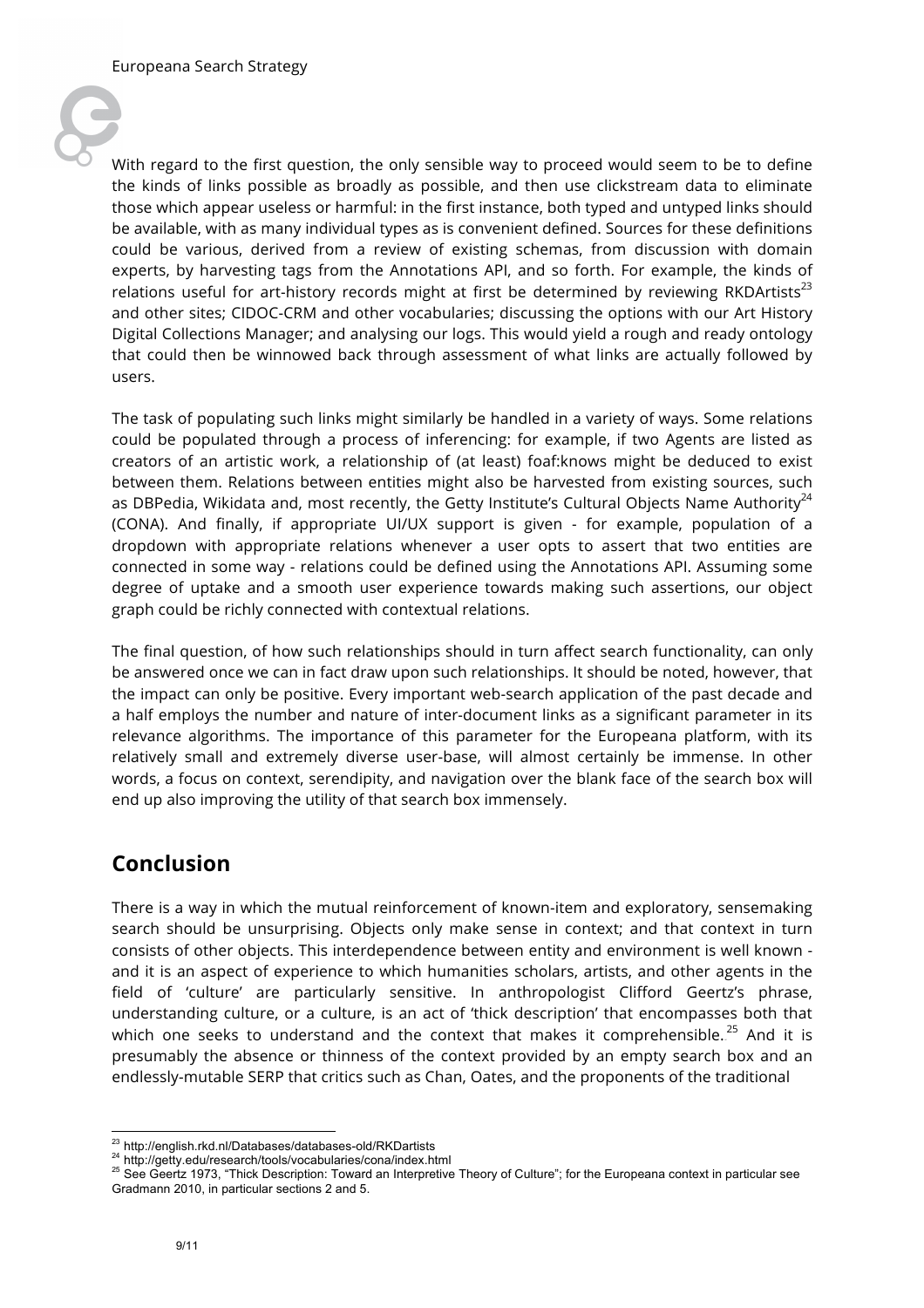With regard to the first question, the only sensible way to proceed would seem to be to define the kinds of links possible as broadly as possible, and then use clickstream data to eliminate those which appear useless or harmful: in the first instance, both typed and untyped links should be available, with as many individual types as is convenient defined. Sources for these definitions could be various, derived from a review of existing schemas, from discussion with domain experts, by harvesting tags from the Annotations API, and so forth. For example, the kinds of relations useful for art-history records might at first be determined by reviewing RKDArtists[23] and other sites; CIDOC-CRM and other vocabularies; discussing the options with our Art History Digital Collections Manager; and analysing our logs. This would yield a rough and ready ontology that could then be winnowed back through assessment of what links are actually followed by users.

The task of populating such links might similarly be handled in a variety of ways. Some relations could be populated through a process of inferencing: for example, if two Agents are listed as creators of an artistic work, a relationship of (at least) foaf:knows might be deduced to exist between them. Relations between entities might also be harvested from existing sources, such as DBPedia, Wikidata and, most recently, the Getty Institute's Cultural Objects Name Authority[24] (CONA). And finally, if appropriate UI/UX support is given - for example, population of a dropdown with appropriate relations whenever a user opts to assert that two entities are connected in some way - relations could be defined using the Annotations API. Assuming some degree of uptake and a smooth user experience towards making such assertions, our object graph could be richly connected with contextual relations.

The final question, of how such relationships should in turn affect search functionality, can only be answered once we can in fact draw upon such relationships. It should be noted, however, that the impact can only be positive. Every important web-search application of the past decade and a half employs the number and nature of inter-document links as a significant parameter in its relevance algorithms. The importance of this parameter for the Europeana platform, with its relatively small and extremely diverse user-base, will almost certainly be immense. In other words, a focus on context, serendipity, and navigation over the blank face of the search box will end up also improving the utility of that search box immensely.

## Conclusion

There is a way in which the mutual reinforcement of known-item and exploratory, sensemaking search should be unsurprising. Objects only make sense in context; and that context in turn consists of other objects. This interdependence between entity and environment is well known - and it is an aspect of experience to which humanities scholars, artists, and other agents in the field of 'culture' are particularly sensitive. In anthropologist Clifford Geertz's phrase, understanding culture, or a culture, is an act of 'thick description' that encompasses both that which one seeks to understand and the context that makes it comprehensible.[25] And it is presumably the absence or thinness of the context provided by an empty search box and an endlessly-mutable SERP that critics such as Chan, Oates, and the proponents of the traditional

---

[23] http://english.rkd.nl/Databases/databases-old/RKDartists

[24] http://getty.edu/research/tools/vocabularies/cona/index.html

[25] See Geertz 1973, "Thick Description: Toward an Interpretive Theory of Culture"; for the Europeana context in particular see Gradmann 2010, in particular sections 2 and 5.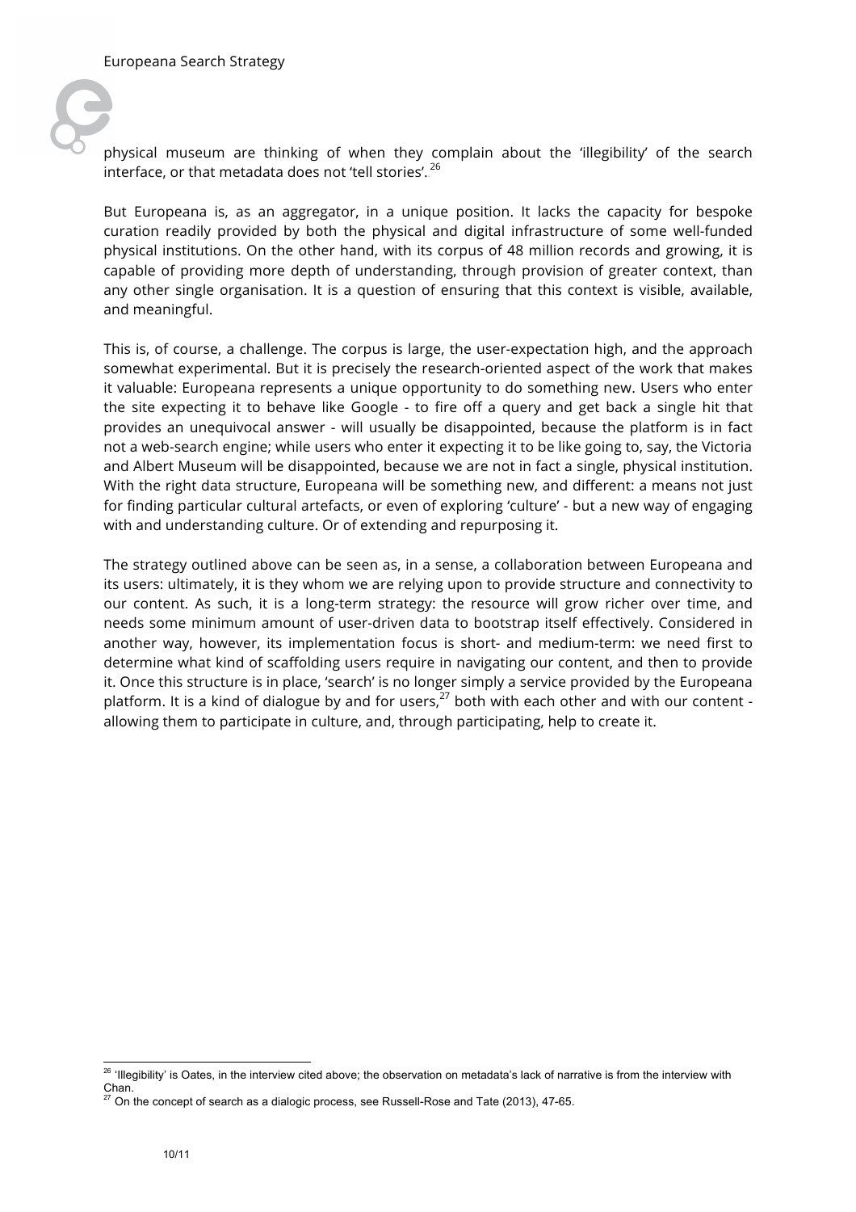physical museum are thinking of when they complain about the 'illegibility' of the search interface, or that metadata does not 'tell stories'.[26]

But Europeana is, as an aggregator, in a unique position. It lacks the capacity for bespoke curation readily provided by both the physical and digital infrastructure of some well-funded physical institutions. On the other hand, with its corpus of 48 million records and growing, it is capable of providing more depth of understanding, through provision of greater context, than any other single organisation. It is a question of ensuring that this context is visible, available, and meaningful.

This is, of course, a challenge. The corpus is large, the user-expectation high, and the approach somewhat experimental. But it is precisely the research-oriented aspect of the work that makes it valuable: Europeana represents a unique opportunity to do something new. Users who enter the site expecting it to behave like Google - to fire off a query and get back a single hit that provides an unequivocal answer - will usually be disappointed, because the platform is in fact not a web-search engine; while users who enter it expecting it to be like going to, say, the Victoria and Albert Museum will be disappointed, because we are not in fact a single, physical institution. With the right data structure, Europeana will be something new, and different: a means not just for finding particular cultural artefacts, or even of exploring 'culture' - but a new way of engaging with and understanding culture. Or of extending and repurposing it.

The strategy outlined above can be seen as, in a sense, a collaboration between Europeana and its users: ultimately, it is they whom we are relying upon to provide structure and connectivity to our content. As such, it is a long-term strategy: the resource will grow richer over time, and needs some minimum amount of user-driven data to bootstrap itself effectively. Considered in another way, however, its implementation focus is short- and medium-term: we need first to determine what kind of scaffolding users require in navigating our content, and then to provide it. Once this structure is in place, 'search' is no longer simply a service provided by the Europeana platform. It is a kind of dialogue by and for users,[27] both with each other and with our content - allowing them to participate in culture, and, through participating, help to create it.

---

[26] 'Illegibility' is Oates, in the interview cited above; the observation on metadata's lack of narrative is from the interview with Chan.

[27] On the concept of search as a dialogic process, see Russell-Rose and Tate (2013), 47-65.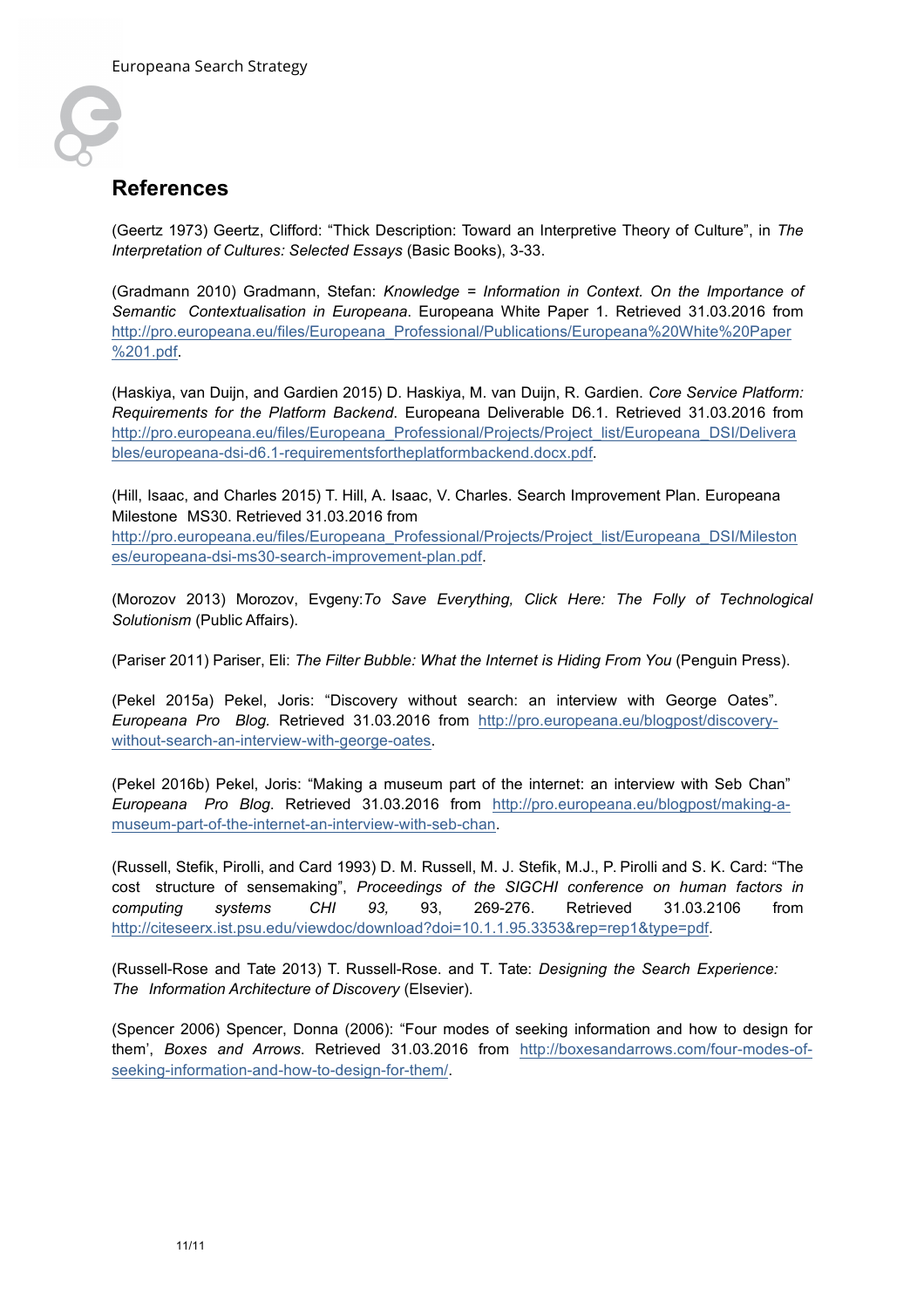## References

(Geertz 1973) Geertz, Clifford: “Thick Description: Toward an Interpretive Theory of Culture”, in *The Interpretation of Cultures: Selected Essays* (Basic Books), 3-33.

(Gradmann 2010) Gradmann, Stefan: *Knowledge = Information in Context. On the Importance of Semantic Contextualisation in Europeana*. Europeana White Paper 1. Retrieved 31.03.2016 from http://pro.europeana.eu/files/Europeana_Professional/Publications/Europeana%20White%20Paper%201.pdf.

(Haskiya, van Duijn, and Gardien 2015) D. Haskiya, M. van Duijn, R. Gardien. *Core Service Platform: Requirements for the Platform Backend*. Europeana Deliverable D6.1. Retrieved 31.03.2016 from http://pro.europeana.eu/files/Europeana_Professional/Projects/Project_list/Europeana_DSI/Deliverables/europeana-dsi-d6.1-requirementsfortheplatformbackend.docx.pdf.

(Hill, Isaac, and Charles 2015) T. Hill, A. Isaac, V. Charles. Search Improvement Plan. Europeana Milestone MS30. Retrieved 31.03.2016 from http://pro.europeana.eu/files/Europeana_Professional/Projects/Project_list/Europeana_DSI/Milestones/europeana-dsi-ms30-search-improvement-plan.pdf.

(Morozov 2013) Morozov, Evgeny:*To Save Everything, Click Here: The Folly of Technological Solutionism* (Public Affairs).

(Pariser 2011) Pariser, Eli: *The Filter Bubble: What the Internet is Hiding From You* (Penguin Press).

(Pekel 2015a) Pekel, Joris: “Discovery without search: an interview with George Oates”. *Europeana Pro Blog.* Retrieved 31.03.2016 from http://pro.europeana.eu/blogpost/discovery-without-search-an-interview-with-george-oates.

(Pekel 2016b) Pekel, Joris: “Making a museum part of the internet: an interview with Seb Chan” *Europeana Pro Blog*. Retrieved 31.03.2016 from http://pro.europeana.eu/blogpost/making-a-museum-part-of-the-internet-an-interview-with-seb-chan.

(Russell, Stefik, Pirolli, and Card 1993) D. M. Russell, M. J. Stefik, M.J., P. Pirolli and S. K. Card: “The cost structure of sensemaking”, *Proceedings of the SIGCHI conference on human factors in computing systems CHI 93,* 93, 269-276. Retrieved 31.03.2106 from http://citeseerx.ist.psu.edu/viewdoc/download?doi=10.1.1.95.3353&rep=rep1&type=pdf.

(Russell-Rose and Tate 2013) T. Russell-Rose. and T. Tate: *Designing the Search Experience: The Information Architecture of Discovery* (Elsevier).

(Spencer 2006) Spencer, Donna (2006): “Four modes of seeking information and how to design for them’, *Boxes and Arrows*. Retrieved 31.03.2016 from http://boxesandarrows.com/four-modes-of-seeking-information-and-how-to-design-for-them/.